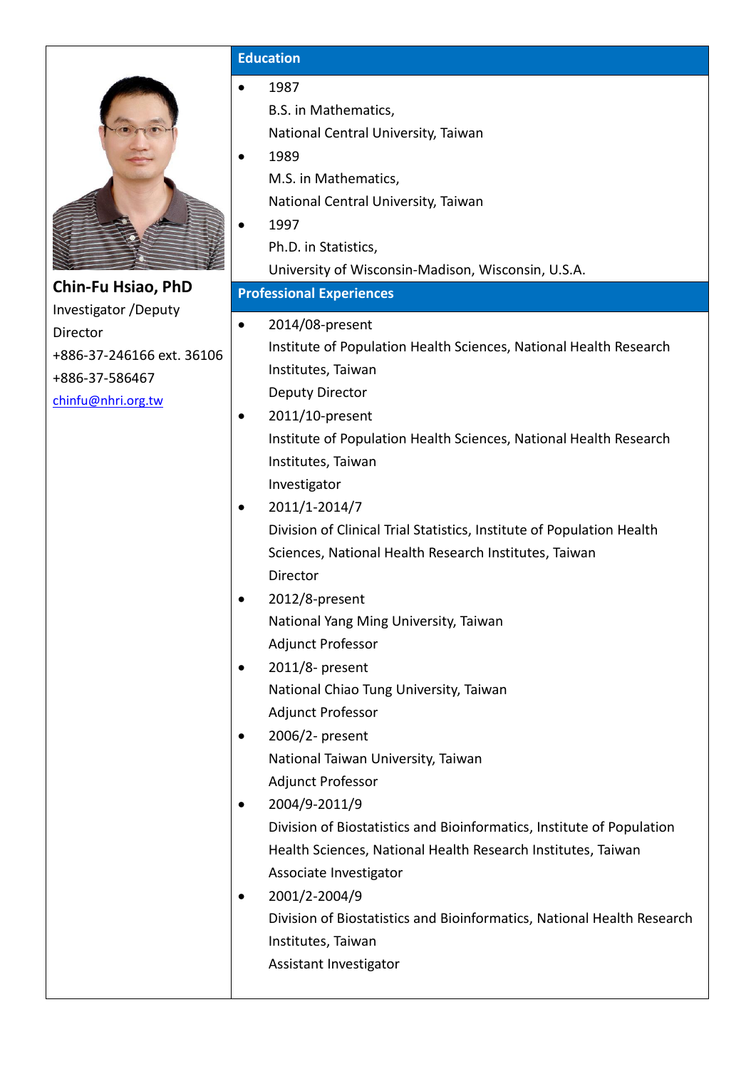**Chin-Fu Hsiao, PhD**

Investigator /Deputy Director

+886-37-246166 ext. 36106

+886-37-586467

chinfu@nhri.org.tw

## Education

- 1987
  B.S. in Mathematics,
  National Central University, Taiwan
- 1989
  M.S. in Mathematics,
  National Central University, Taiwan
- 1997
  Ph.D. in Statistics,
  University of Wisconsin-Madison, Wisconsin, U.S.A.

## Professional Experiences

- 2014/08-present
  Institute of Population Health Sciences, National Health Research Institutes, Taiwan
  Deputy Director
- 2011/10-present
  Institute of Population Health Sciences, National Health Research Institutes, Taiwan
  Investigator
- 2011/1-2014/7
  Division of Clinical Trial Statistics, Institute of Population Health Sciences, National Health Research Institutes, Taiwan
  Director
- 2012/8-present
  National Yang Ming University, Taiwan
  Adjunct Professor
- 2011/8- present
  National Chiao Tung University, Taiwan
  Adjunct Professor
- 2006/2- present
  National Taiwan University, Taiwan
  Adjunct Professor
- 2004/9-2011/9
  Division of Biostatistics and Bioinformatics, Institute of Population Health Sciences, National Health Research Institutes, Taiwan
  Associate Investigator
- 2001/2-2004/9
  Division of Biostatistics and Bioinformatics, National Health Research Institutes, Taiwan
  Assistant Investigator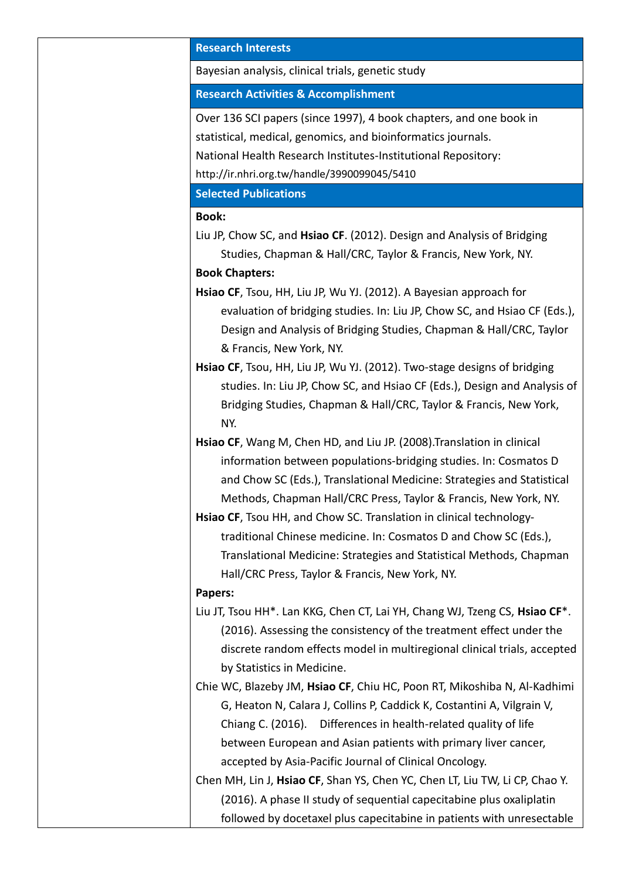## Research Interests

Bayesian analysis, clinical trials, genetic study

## Research Activities & Accomplishment

Over 136 SCI papers (since 1997), 4 book chapters, and one book in statistical, medical, genomics, and bioinformatics journals.

National Health Research Institutes-Institutional Repository: http://ir.nhri.org.tw/handle/3990099045/5410

## Selected Publications

**Book:**

Liu JP, Chow SC, and **Hsiao CF**. (2012). Design and Analysis of Bridging Studies, Chapman & Hall/CRC, Taylor & Francis, New York, NY.

**Book Chapters:**

**Hsiao CF**, Tsou, HH, Liu JP, Wu YJ. (2012). A Bayesian approach for evaluation of bridging studies. In: Liu JP, Chow SC, and Hsiao CF (Eds.), Design and Analysis of Bridging Studies, Chapman & Hall/CRC, Taylor & Francis, New York, NY.

**Hsiao CF**, Tsou, HH, Liu JP, Wu YJ. (2012). Two-stage designs of bridging studies. In: Liu JP, Chow SC, and Hsiao CF (Eds.), Design and Analysis of Bridging Studies, Chapman & Hall/CRC, Taylor & Francis, New York, NY.

**Hsiao CF**, Wang M, Chen HD, and Liu JP. (2008).Translation in clinical information between populations-bridging studies. In: Cosmatos D and Chow SC (Eds.), Translational Medicine: Strategies and Statistical Methods, Chapman Hall/CRC Press, Taylor & Francis, New York, NY.

**Hsiao CF**, Tsou HH, and Chow SC. Translation in clinical technology-traditional Chinese medicine. In: Cosmatos D and Chow SC (Eds.), Translational Medicine: Strategies and Statistical Methods, Chapman Hall/CRC Press, Taylor & Francis, New York, NY.

**Papers:**

Liu JT, Tsou HH*. Lan KKG, Chen CT, Lai YH, Chang WJ, Tzeng CS, **Hsiao CF***. (2016). Assessing the consistency of the treatment effect under the discrete random effects model in multiregional clinical trials, accepted by Statistics in Medicine.

Chie WC, Blazeby JM, **Hsiao CF**, Chiu HC, Poon RT, Mikoshiba N, Al-Kadhimi G, Heaton N, Calara J, Collins P, Caddick K, Costantini A, Vilgrain V, Chiang C. (2016). Differences in health-related quality of life between European and Asian patients with primary liver cancer, accepted by Asia-Pacific Journal of Clinical Oncology.

Chen MH, Lin J, **Hsiao CF**, Shan YS, Chen YC, Chen LT, Liu TW, Li CP, Chao Y. (2016). A phase II study of sequential capecitabine plus oxaliplatin followed by docetaxel plus capecitabine in patients with unresectable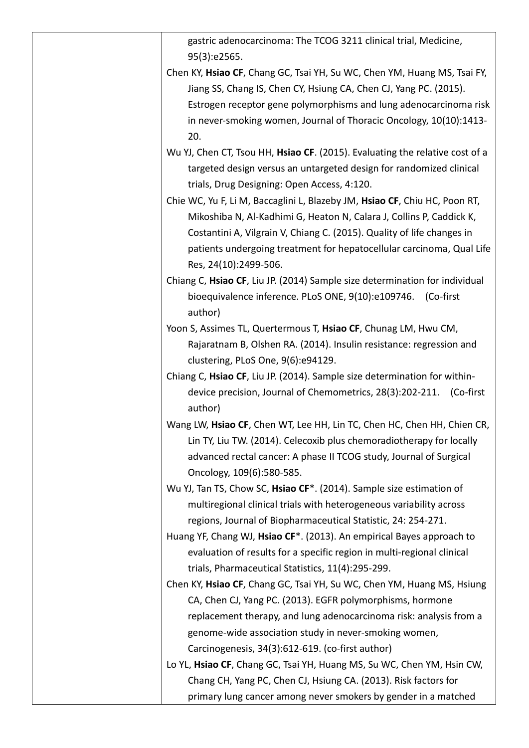gastric adenocarcinoma: The TCOG 3211 clinical trial, Medicine, 95(3):e2565.

Chen KY, **Hsiao CF**, Chang GC, Tsai YH, Su WC, Chen YM, Huang MS, Tsai FY, Jiang SS, Chang IS, Chen CY, Hsiung CA, Chen CJ, Yang PC. (2015). Estrogen receptor gene polymorphisms and lung adenocarcinoma risk in never-smoking women, Journal of Thoracic Oncology, 10(10):1413-20.

Wu YJ, Chen CT, Tsou HH, **Hsiao CF**. (2015). Evaluating the relative cost of a targeted design versus an untargeted design for randomized clinical trials, Drug Designing: Open Access, 4:120.

Chie WC, Yu F, Li M, Baccaglini L, Blazeby JM, **Hsiao CF**, Chiu HC, Poon RT, Mikoshiba N, Al-Kadhimi G, Heaton N, Calara J, Collins P, Caddick K, Costantini A, Vilgrain V, Chiang C. (2015). Quality of life changes in patients undergoing treatment for hepatocellular carcinoma, Qual Life Res, 24(10):2499-506.

Chiang C, **Hsiao CF**, Liu JP. (2014) Sample size determination for individual bioequivalence inference. PLoS ONE, 9(10):e109746. (Co-first author)

Yoon S, Assimes TL, Quertermous T, **Hsiao CF**, Chunag LM, Hwu CM, Rajaratnam B, Olshen RA. (2014). Insulin resistance: regression and clustering, PLoS One, 9(6):e94129.

Chiang C, **Hsiao CF**, Liu JP. (2014). Sample size determination for within-device precision, Journal of Chemometrics, 28(3):202-211. (Co-first author)

Wang LW, **Hsiao CF**, Chen WT, Lee HH, Lin TC, Chen HC, Chen HH, Chien CR, Lin TY, Liu TW. (2014). Celecoxib plus chemoradiotherapy for locally advanced rectal cancer: A phase II TCOG study, Journal of Surgical Oncology, 109(6):580-585.

Wu YJ, Tan TS, Chow SC, **Hsiao CF***. (2014). Sample size estimation of multiregional clinical trials with heterogeneous variability across regions, Journal of Biopharmaceutical Statistic, 24: 254-271.

Huang YF, Chang WJ, **Hsiao CF***. (2013). An empirical Bayes approach to evaluation of results for a specific region in multi-regional clinical trials, Pharmaceutical Statistics, 11(4):295-299.

Chen KY, **Hsiao CF**, Chang GC, Tsai YH, Su WC, Chen YM, Huang MS, Hsiung CA, Chen CJ, Yang PC. (2013). EGFR polymorphisms, hormone replacement therapy, and lung adenocarcinoma risk: analysis from a genome-wide association study in never-smoking women, Carcinogenesis, 34(3):612-619. (co-first author)

Lo YL, **Hsiao CF**, Chang GC, Tsai YH, Huang MS, Su WC, Chen YM, Hsin CW, Chang CH, Yang PC, Chen CJ, Hsiung CA. (2013). Risk factors for primary lung cancer among never smokers by gender in a matched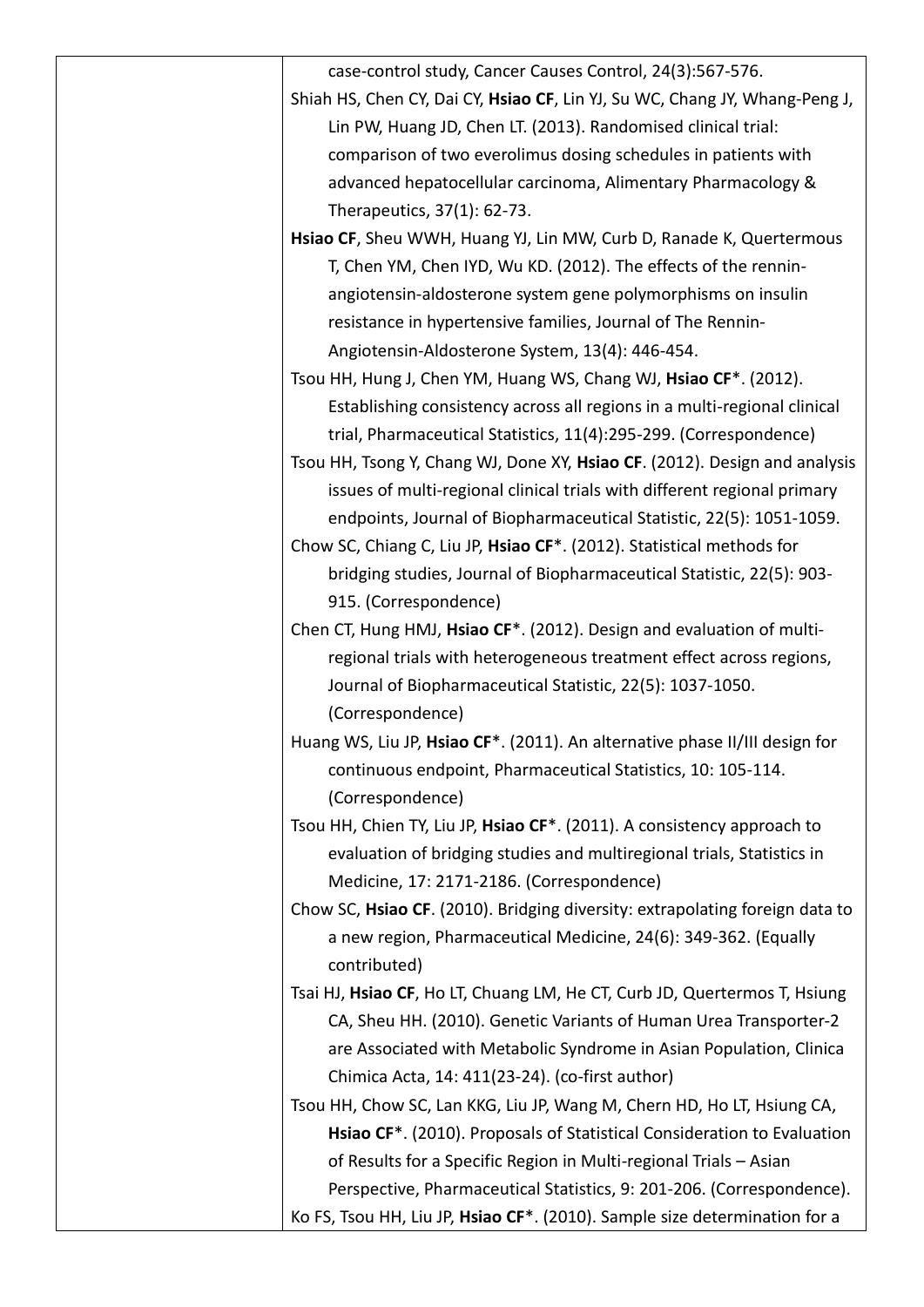case-control study, Cancer Causes Control, 24(3):567-576.

Shiah HS, Chen CY, Dai CY, **Hsiao CF**, Lin YJ, Su WC, Chang JY, Whang-Peng J, Lin PW, Huang JD, Chen LT. (2013). Randomised clinical trial: comparison of two everolimus dosing schedules in patients with advanced hepatocellular carcinoma, Alimentary Pharmacology & Therapeutics, 37(1): 62-73.

**Hsiao CF**, Sheu WWH, Huang YJ, Lin MW, Curb D, Ranade K, Quertermous T, Chen YM, Chen IYD, Wu KD. (2012). The effects of the rennin-angiotensin-aldosterone system gene polymorphisms on insulin resistance in hypertensive families, Journal of The Rennin-Angiotensin-Aldosterone System, 13(4): 446-454.

Tsou HH, Hung J, Chen YM, Huang WS, Chang WJ, **Hsiao CF***. (2012). Establishing consistency across all regions in a multi-regional clinical trial, Pharmaceutical Statistics, 11(4):295-299. (Correspondence)

Tsou HH, Tsong Y, Chang WJ, Done XY, **Hsiao CF**. (2012). Design and analysis issues of multi-regional clinical trials with different regional primary endpoints, Journal of Biopharmaceutical Statistic, 22(5): 1051-1059.

Chow SC, Chiang C, Liu JP, **Hsiao CF***. (2012). Statistical methods for bridging studies, Journal of Biopharmaceutical Statistic, 22(5): 903-915. (Correspondence)

Chen CT, Hung HMJ, **Hsiao CF***. (2012). Design and evaluation of multi-regional trials with heterogeneous treatment effect across regions, Journal of Biopharmaceutical Statistic, 22(5): 1037-1050. (Correspondence)

Huang WS, Liu JP, **Hsiao CF***. (2011). An alternative phase II/III design for continuous endpoint, Pharmaceutical Statistics, 10: 105-114. (Correspondence)

Tsou HH, Chien TY, Liu JP, **Hsiao CF***. (2011). A consistency approach to evaluation of bridging studies and multiregional trials, Statistics in Medicine, 17: 2171-2186. (Correspondence)

Chow SC, **Hsiao CF**. (2010). Bridging diversity: extrapolating foreign data to a new region, Pharmaceutical Medicine, 24(6): 349-362. (Equally contributed)

Tsai HJ, **Hsiao CF**, Ho LT, Chuang LM, He CT, Curb JD, Quertermos T, Hsiung CA, Sheu HH. (2010). Genetic Variants of Human Urea Transporter-2 are Associated with Metabolic Syndrome in Asian Population, Clinica Chimica Acta, 14: 411(23-24). (co-first author)

Tsou HH, Chow SC, Lan KKG, Liu JP, Wang M, Chern HD, Ho LT, Hsiung CA, **Hsiao CF***. (2010). Proposals of Statistical Consideration to Evaluation of Results for a Specific Region in Multi-regional Trials – Asian Perspective, Pharmaceutical Statistics, 9: 201-206. (Correspondence).

Ko FS, Tsou HH, Liu JP, **Hsiao CF***. (2010). Sample size determination for a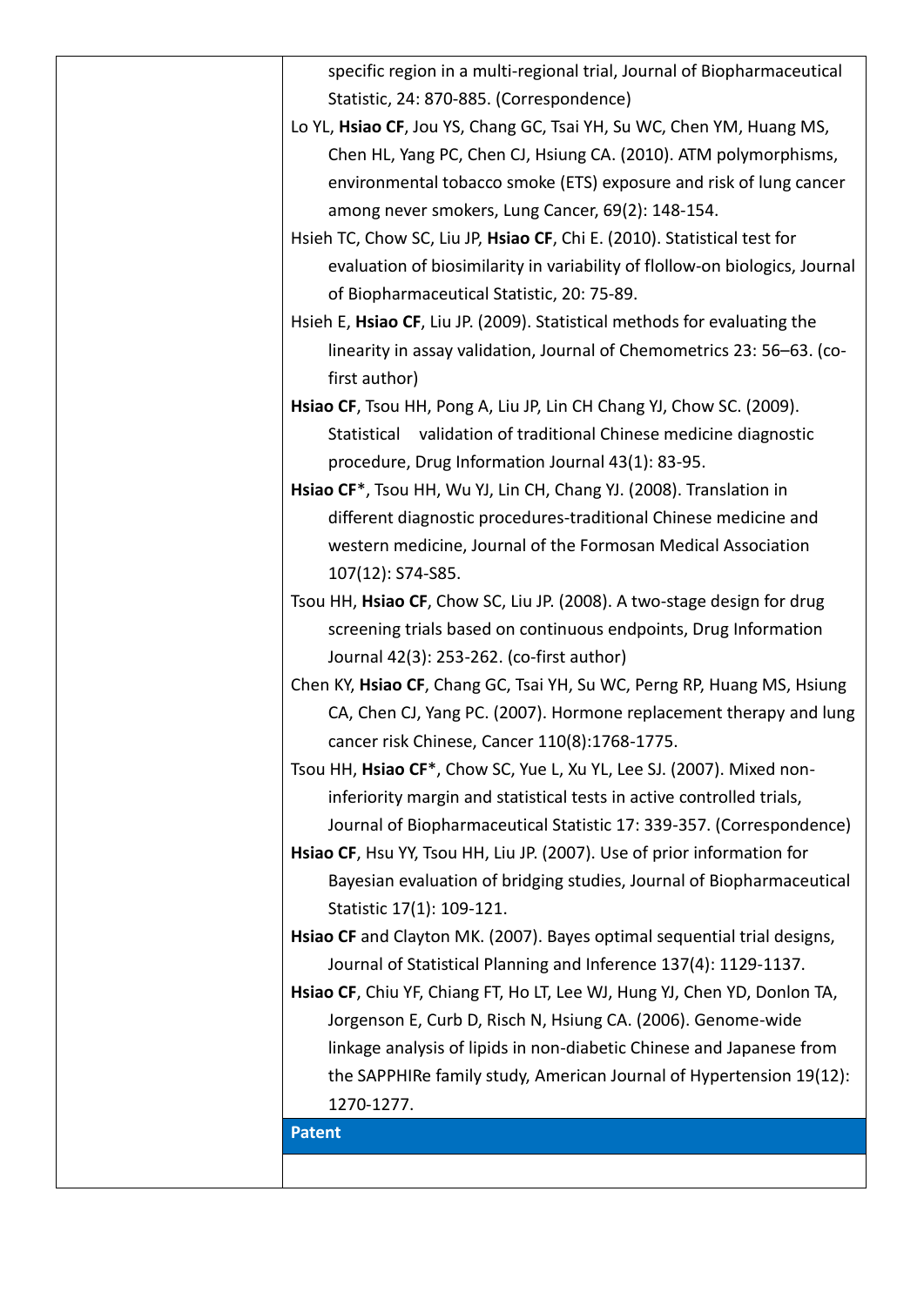specific region in a multi-regional trial, Journal of Biopharmaceutical Statistic, 24: 870-885. (Correspondence)

Lo YL, **Hsiao CF**, Jou YS, Chang GC, Tsai YH, Su WC, Chen YM, Huang MS, Chen HL, Yang PC, Chen CJ, Hsiung CA. (2010). ATM polymorphisms, environmental tobacco smoke (ETS) exposure and risk of lung cancer among never smokers, Lung Cancer, 69(2): 148-154.

Hsieh TC, Chow SC, Liu JP, **Hsiao CF**, Chi E. (2010). Statistical test for evaluation of biosimilarity in variability of flollow-on biologics, Journal of Biopharmaceutical Statistic, 20: 75-89.

Hsieh E, **Hsiao CF**, Liu JP. (2009). Statistical methods for evaluating the linearity in assay validation, Journal of Chemometrics 23: 56–63. (co-first author)

**Hsiao CF**, Tsou HH, Pong A, Liu JP, Lin CH Chang YJ, Chow SC. (2009). Statistical validation of traditional Chinese medicine diagnostic procedure, Drug Information Journal 43(1): 83-95.

**Hsiao CF***, Tsou HH, Wu YJ, Lin CH, Chang YJ. (2008). Translation in different diagnostic procedures-traditional Chinese medicine and western medicine, Journal of the Formosan Medical Association 107(12): S74-S85.

Tsou HH, **Hsiao CF**, Chow SC, Liu JP. (2008). A two-stage design for drug screening trials based on continuous endpoints, Drug Information Journal 42(3): 253-262. (co-first author)

Chen KY, **Hsiao CF**, Chang GC, Tsai YH, Su WC, Perng RP, Huang MS, Hsiung CA, Chen CJ, Yang PC. (2007). Hormone replacement therapy and lung cancer risk Chinese, Cancer 110(8):1768-1775.

Tsou HH, **Hsiao CF***, Chow SC, Yue L, Xu YL, Lee SJ. (2007). Mixed non-inferiority margin and statistical tests in active controlled trials, Journal of Biopharmaceutical Statistic 17: 339-357. (Correspondence)

**Hsiao CF**, Hsu YY, Tsou HH, Liu JP. (2007). Use of prior information for Bayesian evaluation of bridging studies, Journal of Biopharmaceutical Statistic 17(1): 109-121.

**Hsiao CF** and Clayton MK. (2007). Bayes optimal sequential trial designs, Journal of Statistical Planning and Inference 137(4): 1129-1137.

**Hsiao CF**, Chiu YF, Chiang FT, Ho LT, Lee WJ, Hung YJ, Chen YD, Donlon TA, Jorgenson E, Curb D, Risch N, Hsiung CA. (2006). Genome-wide linkage analysis of lipids in non-diabetic Chinese and Japanese from the SAPPHIRe family study, American Journal of Hypertension 19(12): 1270-1277.

**Patent**